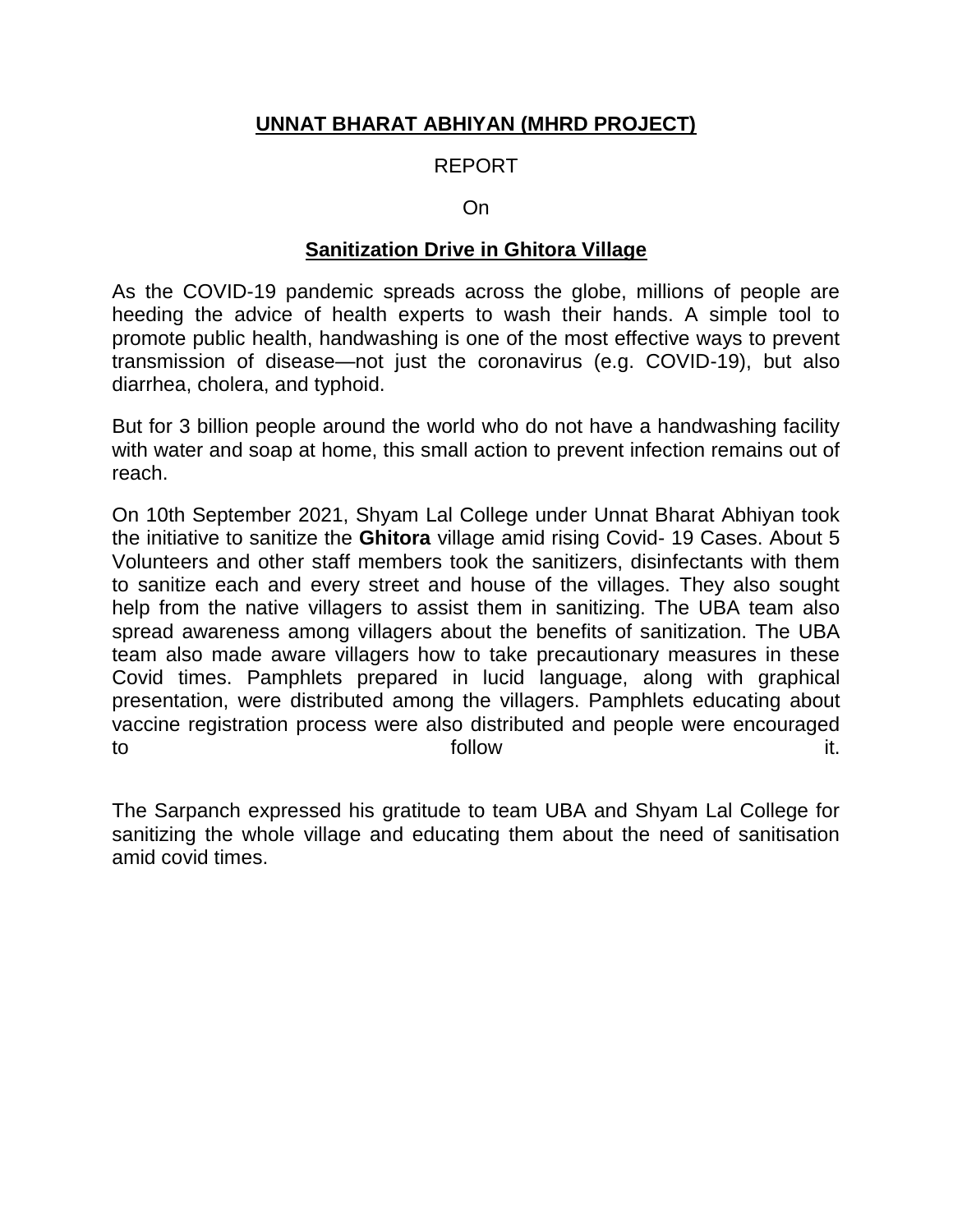**UNNAT BHARAT ABHIYAN (MHRD PROJECT)**

REPORT

On

**Sanitization Drive in Ghitora Village**

As the COVID-19 pandemic spreads across the globe, millions of people are heeding the advice of health experts to wash their hands. A simple tool to promote public health, handwashing is one of the most effective ways to prevent transmission of disease—not just the coronavirus (e.g. COVID-19), but also diarrhea, cholera, and typhoid.

But for 3 billion people around the world who do not have a handwashing facility with water and soap at home, this small action to prevent infection remains out of reach.

On 10th September 2021, Shyam Lal College under Unnat Bharat Abhiyan took the initiative to sanitize the **Ghitora** village amid rising Covid- 19 Cases. About 5 Volunteers and other staff members took the sanitizers, disinfectants with them to sanitize each and every street and house of the villages. They also sought help from the native villagers to assist them in sanitizing. The UBA team also spread awareness among villagers about the benefits of sanitization. The UBA team also made aware villagers how to take precautionary measures in these Covid times. Pamphlets prepared in lucid language, along with graphical presentation, were distributed among the villagers. Pamphlets educating about vaccine registration process were also distributed and people were encouraged to follow it.

The Sarpanch expressed his gratitude to team UBA and Shyam Lal College for sanitizing the whole village and educating them about the need of sanitisation amid covid times.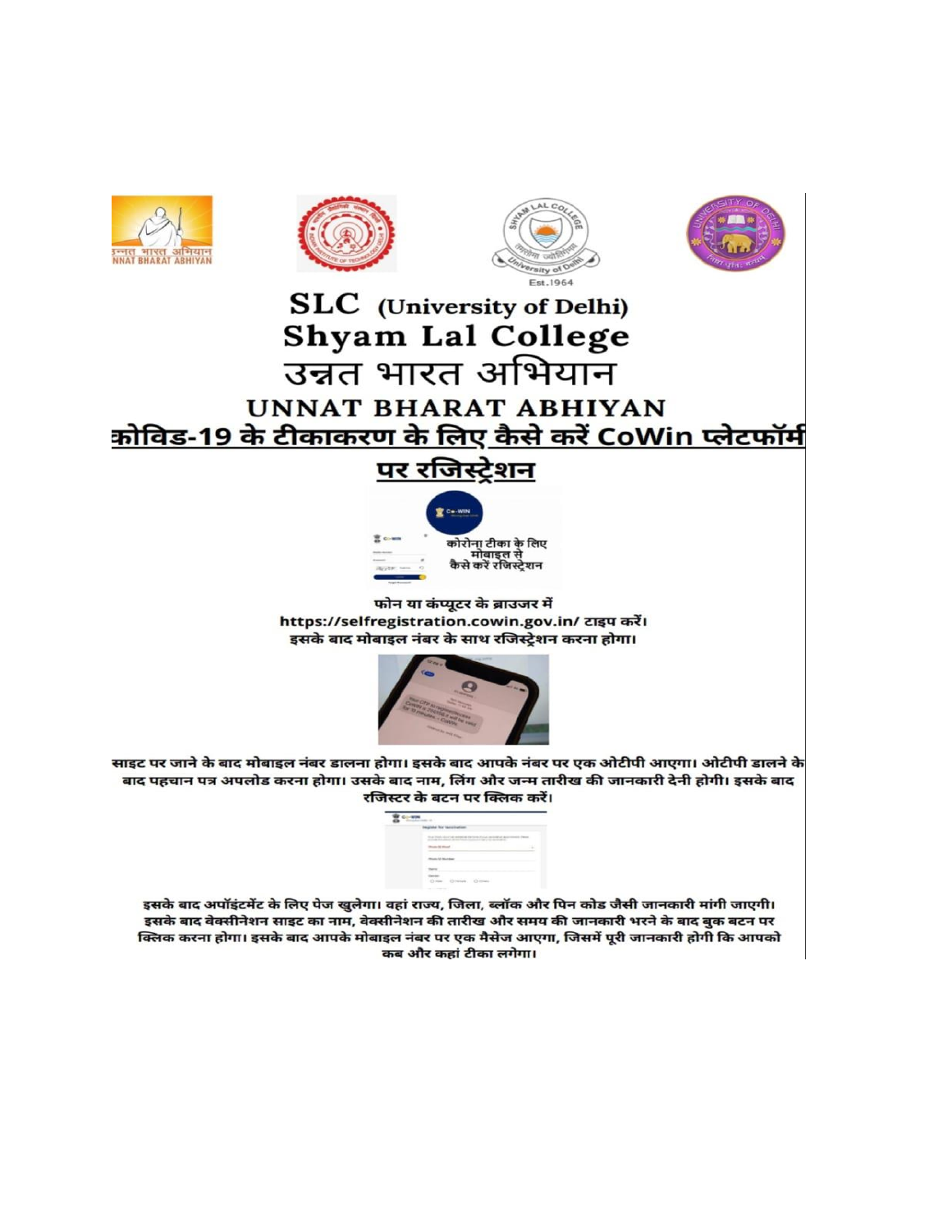# SLC (University of Delhi)

# Shyam Lal College

# उन्नत भारत अभियान

# UNNAT BHARAT ABHIYAN

## कोविड-19 के टीकाकरण के लिए कैसे करें CoWin प्लेटफॉर्म पर रजिस्ट्रेशन

**फोन या कंप्यूटर के ब्राउजर में https://selfregistration.cowin.gov.in/ टाइप करें। इसके बाद मोबाइल नंबर के साथ रजिस्ट्रेशन करना होगा।**

**साइट पर जाने के बाद मोबाइल नंबर डालना होगा। इसके बाद आपके नंबर पर एक ओटीपी आएगा। ओटीपी डालने के बाद पहचान पत्र अपलोड करना होगा। उसके बाद नाम, लिंग और जन्म तारीख की जानकारी देनी होगी। इसके बाद रजिस्टर के बटन पर क्लिक करें।**

**इसके बाद अपॉइंटमेंट के लिए पेज खुलेगा। वहां राज्य, जिला, ब्लॉक और पिन कोड जैसी जानकारी मांगी जाएगी। इसके बाद वेक्सीनेशन साइट का नाम, वेक्सीनेशन की तारीख और समय की जानकारी भरने के बाद बुक बटन पर क्लिक करना होगा। इसके बाद आपके मोबाइल नंबर पर एक मैसेज आएगा, जिसमें पूरी जानकारी होगी कि आपको कब और कहां टीका लगेगा।**